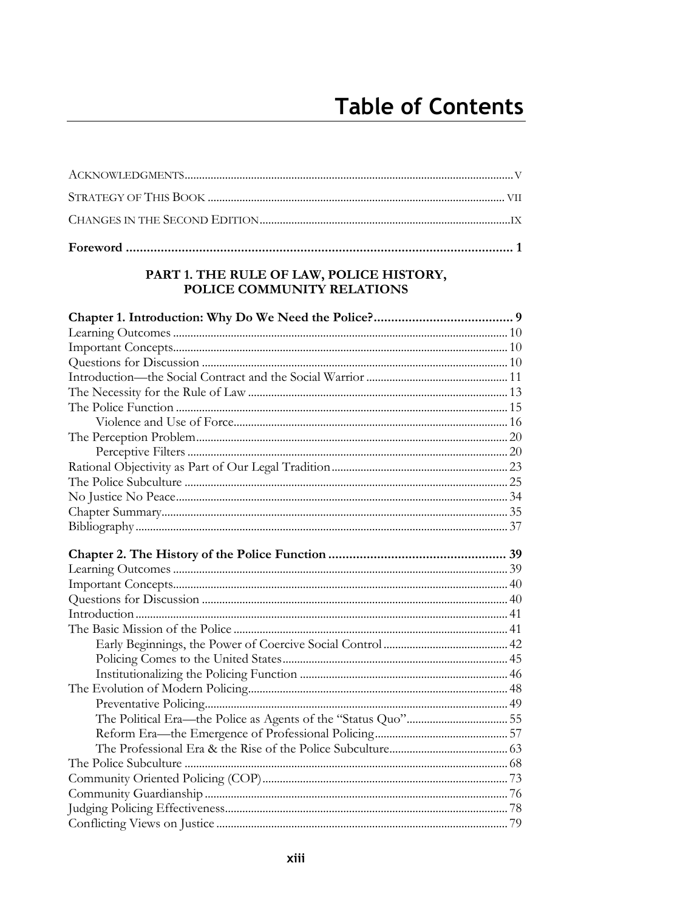# Table of Contents

ACKNOWLEDGMENTS ........ v

STRATEGY OF THIS BOOK ........ vii

CHANGES IN THE SECOND EDITION ........ ix

**Foreword ........ 1**

## PART 1. THE RULE OF LAW, POLICE HISTORY, POLICE COMMUNITY RELATIONS

**Chapter 1. Introduction: Why Do We Need the Police? ........ 9**

Learning Outcomes ........ 10
Important Concepts ........ 10
Questions for Discussion ........ 10
Introduction—the Social Contract and the Social Warrior ........ 11
The Necessity for the Rule of Law ........ 13
The Police Function ........ 15
- Violence and Use of Force ........ 16

The Perception Problem ........ 20
- Perceptive Filters ........ 20

Rational Objectivity as Part of Our Legal Tradition ........ 23
The Police Subculture ........ 25
No Justice No Peace ........ 34
Chapter Summary ........ 35
Bibliography ........ 37

**Chapter 2. The History of the Police Function ........ 39**

Learning Outcomes ........ 39
Important Concepts ........ 40
Questions for Discussion ........ 40
Introduction ........ 41
The Basic Mission of the Police ........ 41
- Early Beginnings, the Power of Coercive Social Control ........ 42
- Policing Comes to the United States ........ 45
- Institutionalizing the Policing Function ........ 46

The Evolution of Modern Policing ........ 48
- Preventative Policing ........ 49
- The Political Era—the Police as Agents of the "Status Quo" ........ 55
- Reform Era—the Emergence of Professional Policing ........ 57
- The Professional Era & the Rise of the Police Subculture ........ 63

The Police Subculture ........ 68
Community Oriented Policing (COP) ........ 73
Community Guardianship ........ 76
Judging Policing Effectiveness ........ 78
Conflicting Views on Justice ........ 79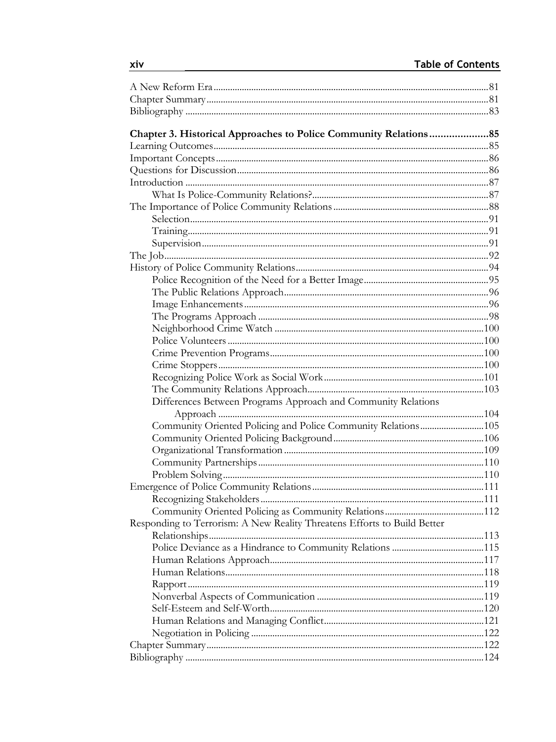A New Reform Era ........................................................................................................81
Chapter Summary ........................................................................................................81
Bibliography ..............................................................................................................83

**Chapter 3. Historical Approaches to Police Community Relations ....................85**

Learning Outcomes ......................................................................................................85
Important Concepts ......................................................................................................86
Questions for Discussion ..............................................................................................86
Introduction ................................................................................................................87
- What Is Police-Community Relations? .......................................................................87

The Importance of Police Community Relations .............................................................88
- Selection ................................................................................................................91
- Training .................................................................................................................91
- Supervision ............................................................................................................91

The Job .......................................................................................................................92
History of Police Community Relations ...........................................................................94
- Police Recognition of the Need for a Better Image ......................................................95
- The Public Relations Approach ..................................................................................96
- Image Enhancements ...............................................................................................96
- The Programs Approach ...........................................................................................98
- Neighborhood Crime Watch .....................................................................................100
- Police Volunteers ...................................................................................................100
- Crime Prevention Programs .....................................................................................100
- Crime Stoppers .......................................................................................................100
- Recognizing Police Work as Social Work ...................................................................101
- The Community Relations Approach .........................................................................103
- Differences Between Programs Approach and Community Relations Approach ...............104
- Community Oriented Policing and Police Community Relations .....................................105
- Community Oriented Policing Background ..................................................................106
- Organizational Transformation .................................................................................109
- Community Partnerships .........................................................................................110
- Problem Solving .....................................................................................................110

Emergence of Police Community Relations ...................................................................111
- Recognizing Stakeholders ........................................................................................111
- Community Oriented Policing as Community Relations ................................................112

Responding to Terrorism: A New Reality Threatens Efforts to Build Better Relationships .....113
- Police Deviance as a Hindrance to Community Relations .............................................115
- Human Relations Approach ......................................................................................117
- Human Relations ....................................................................................................118
- Rapport ................................................................................................................119
- Nonverbal Aspects of Communication .......................................................................119
- Self-Esteem and Self-Worth ......................................................................................120
- Human Relations and Managing Conflict ...................................................................121
- Negotiation in Policing ...........................................................................................122

Chapter Summary ......................................................................................................122
Bibliography .............................................................................................................124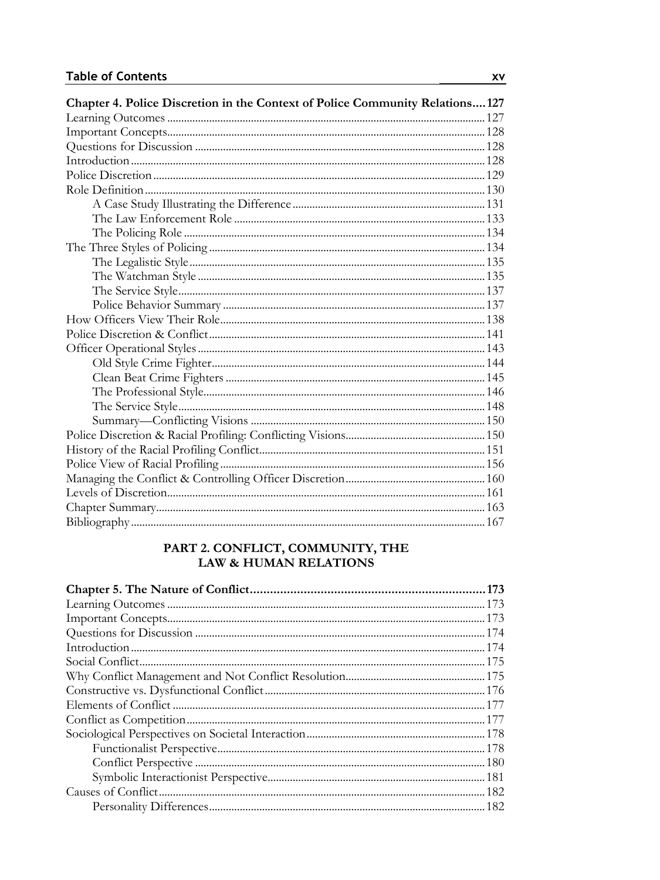**Chapter 4. Police Discretion in the Context of Police Community Relations.... 127**

Learning Outcomes ... 127
Important Concepts ... 128
Questions for Discussion ... 128
Introduction ... 128
Police Discretion ... 129
Role Definition ... 130
- A Case Study Illustrating the Difference ... 131
- The Law Enforcement Role ... 133
- The Policing Role ... 134

The Three Styles of Policing ... 134
- The Legalistic Style ... 135
- The Watchman Style ... 135
- The Service Style ... 137
- Police Behavior Summary ... 137

How Officers View Their Role ... 138
Police Discretion & Conflict ... 141
Officer Operational Styles ... 143
- Old Style Crime Fighter ... 144
- Clean Beat Crime Fighters ... 145
- The Professional Style ... 146
- The Service Style ... 148
- Summary—Conflicting Visions ... 150

Police Discretion & Racial Profiling: Conflicting Visions ... 150
History of the Racial Profiling Conflict ... 151
Police View of Racial Profiling ... 156
Managing the Conflict & Controlling Officer Discretion ... 160
Levels of Discretion ... 161
Chapter Summary ... 163
Bibliography ... 167

## PART 2. CONFLICT, COMMUNITY, THE LAW & HUMAN RELATIONS

**Chapter 5. The Nature of Conflict ... 173**

Learning Outcomes ... 173
Important Concepts ... 173
Questions for Discussion ... 174
Introduction ... 174
Social Conflict ... 175
Why Conflict Management and Not Conflict Resolution ... 175
Constructive vs. Dysfunctional Conflict ... 176
Elements of Conflict ... 177
Conflict as Competition ... 177
Sociological Perspectives on Societal Interaction ... 178
- Functionalist Perspective ... 178
- Conflict Perspective ... 180
- Symbolic Interactionist Perspective ... 181

Causes of Conflict ... 182
- Personality Differences ... 182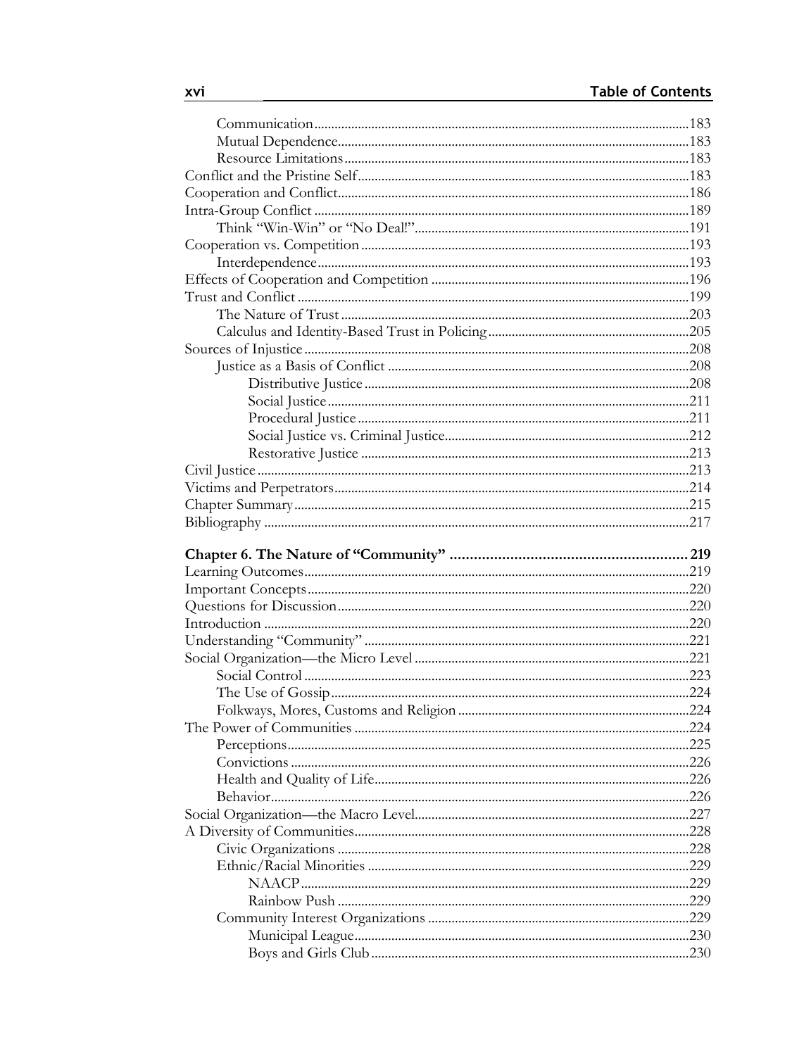Communication ....183
Mutual Dependence ....183
Resource Limitations ....183
Conflict and the Pristine Self ....183
Cooperation and Conflict ....186
Intra-Group Conflict ....189
Think "Win-Win" or "No Deal!" ....191
Cooperation vs. Competition ....193
Interdependence ....193
Effects of Cooperation and Competition ....196
Trust and Conflict ....199
The Nature of Trust ....203
Calculus and Identity-Based Trust in Policing ....205
Sources of Injustice ....208
Justice as a Basis of Conflict ....208
Distributive Justice ....208
Social Justice ....211
Procedural Justice ....211
Social Justice vs. Criminal Justice ....212
Restorative Justice ....213
Civil Justice ....213
Victims and Perpetrators ....214
Chapter Summary ....215
Bibliography ....217

**Chapter 6. The Nature of "Community" ....219**
Learning Outcomes ....219
Important Concepts ....220
Questions for Discussion ....220
Introduction ....220
Understanding "Community" ....221
Social Organization—the Micro Level ....221
Social Control ....223
The Use of Gossip ....224
Folkways, Mores, Customs and Religion ....224
The Power of Communities ....224
Perceptions ....225
Convictions ....226
Health and Quality of Life ....226
Behavior ....226
Social Organization—the Macro Level ....227
A Diversity of Communities ....228
Civic Organizations ....228
Ethnic/Racial Minorities ....229
NAACP ....229
Rainbow Push ....229
Community Interest Organizations ....229
Municipal League ....230
Boys and Girls Club ....230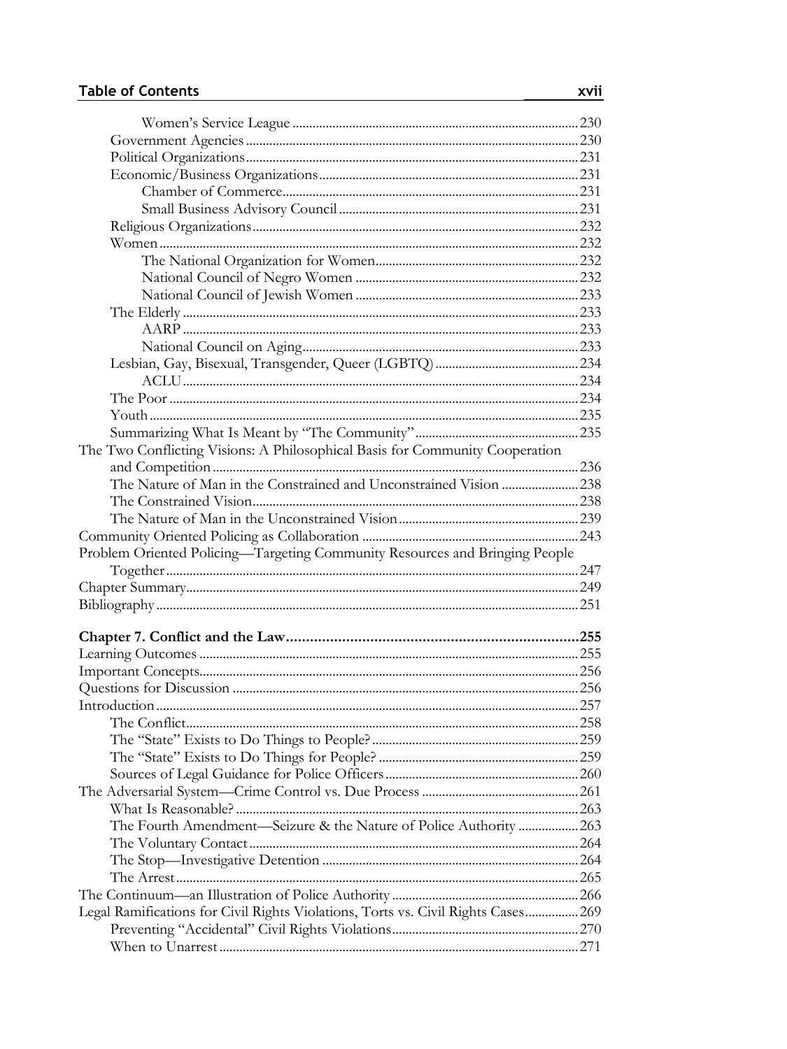- Women's Service League ... 230
- Government Agencies ... 230
- Political Organizations ... 231
- Economic/Business Organizations ... 231
  - Chamber of Commerce ... 231
  - Small Business Advisory Council ... 231
- Religious Organizations ... 232
- Women ... 232
  - The National Organization for Women ... 232
  - National Council of Negro Women ... 232
  - National Council of Jewish Women ... 233
- The Elderly ... 233
  - AARP ... 233
  - National Council on Aging ... 233
- Lesbian, Gay, Bisexual, Transgender, Queer (LGBTQ) ... 234
  - ACLU ... 234
- The Poor ... 234
- Youth ... 235
- Summarizing What Is Meant by "The Community" ... 235

The Two Conflicting Visions: A Philosophical Basis for Community Cooperation and Competition ... 236

- The Nature of Man in the Constrained and Unconstrained Vision ... 238
- The Constrained Vision ... 238
- The Nature of Man in the Unconstrained Vision ... 239

Community Oriented Policing as Collaboration ... 243

Problem Oriented Policing—Targeting Community Resources and Bringing People Together ... 247

Chapter Summary ... 249

Bibliography ... 251

**Chapter 7. Conflict and the Law ... 255**

Learning Outcomes ... 255

Important Concepts ... 256

Questions for Discussion ... 256

Introduction ... 257

- The Conflict ... 258
- The "State" Exists to Do Things to People? ... 259
- The "State" Exists to Do Things for People? ... 259
- Sources of Legal Guidance for Police Officers ... 260

The Adversarial System—Crime Control vs. Due Process ... 261

- What Is Reasonable? ... 263
- The Fourth Amendment—Seizure & the Nature of Police Authority ... 263
- The Voluntary Contact ... 264
- The Stop—Investigative Detention ... 264
- The Arrest ... 265

The Continuum—an Illustration of Police Authority ... 266

Legal Ramifications for Civil Rights Violations, Torts vs. Civil Rights Cases ... 269

- Preventing "Accidental" Civil Rights Violations ... 270
- When to Unarrest ... 271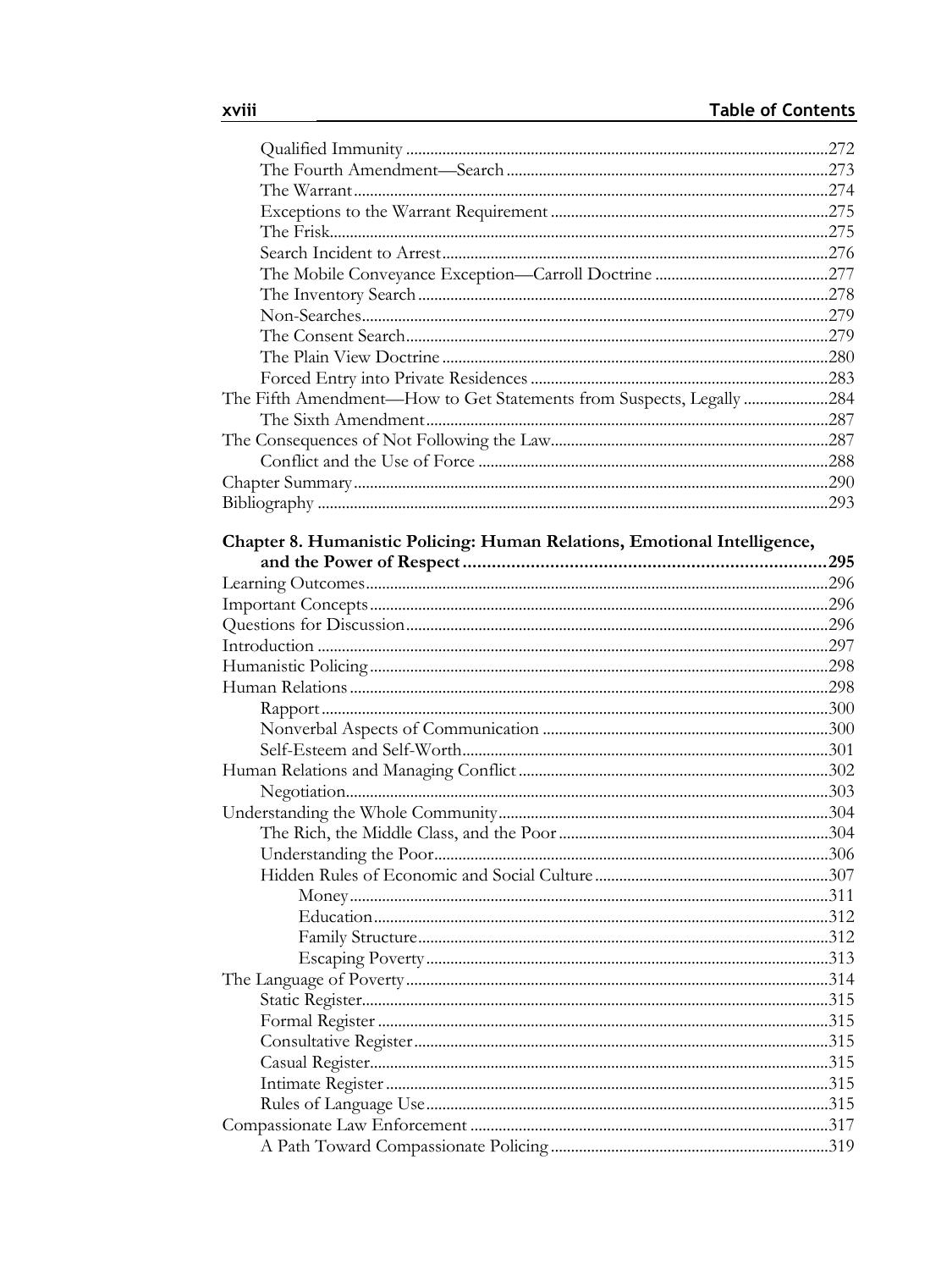- Qualified Immunity ..... 272
- The Fourth Amendment—Search ..... 273
- The Warrant ..... 274
- Exceptions to the Warrant Requirement ..... 275
- The Frisk ..... 275
- Search Incident to Arrest ..... 276
- The Mobile Conveyance Exception—Carroll Doctrine ..... 277
- The Inventory Search ..... 278
- Non-Searches ..... 279
- The Consent Search ..... 279
- The Plain View Doctrine ..... 280
- Forced Entry into Private Residences ..... 283

The Fifth Amendment—How to Get Statements from Suspects, Legally ..... 284
- The Sixth Amendment ..... 287

The Consequences of Not Following the Law ..... 287
- Conflict and the Use of Force ..... 288

Chapter Summary ..... 290
Bibliography ..... 293

**Chapter 8. Humanistic Policing: Human Relations, Emotional Intelligence, and the Power of Respect ..... 295**

Learning Outcomes ..... 296
Important Concepts ..... 296
Questions for Discussion ..... 296
Introduction ..... 297
Humanistic Policing ..... 298
Human Relations ..... 298
- Rapport ..... 300
- Nonverbal Aspects of Communication ..... 300
- Self-Esteem and Self-Worth ..... 301

Human Relations and Managing Conflict ..... 302
- Negotiation ..... 303

Understanding the Whole Community ..... 304
- The Rich, the Middle Class, and the Poor ..... 304
- Understanding the Poor ..... 306
- Hidden Rules of Economic and Social Culture ..... 307
  - Money ..... 311
  - Education ..... 312
  - Family Structure ..... 312
  - Escaping Poverty ..... 313

The Language of Poverty ..... 314
- Static Register ..... 315
- Formal Register ..... 315
- Consultative Register ..... 315
- Casual Register ..... 315
- Intimate Register ..... 315
- Rules of Language Use ..... 315

Compassionate Law Enforcement ..... 317
- A Path Toward Compassionate Policing ..... 319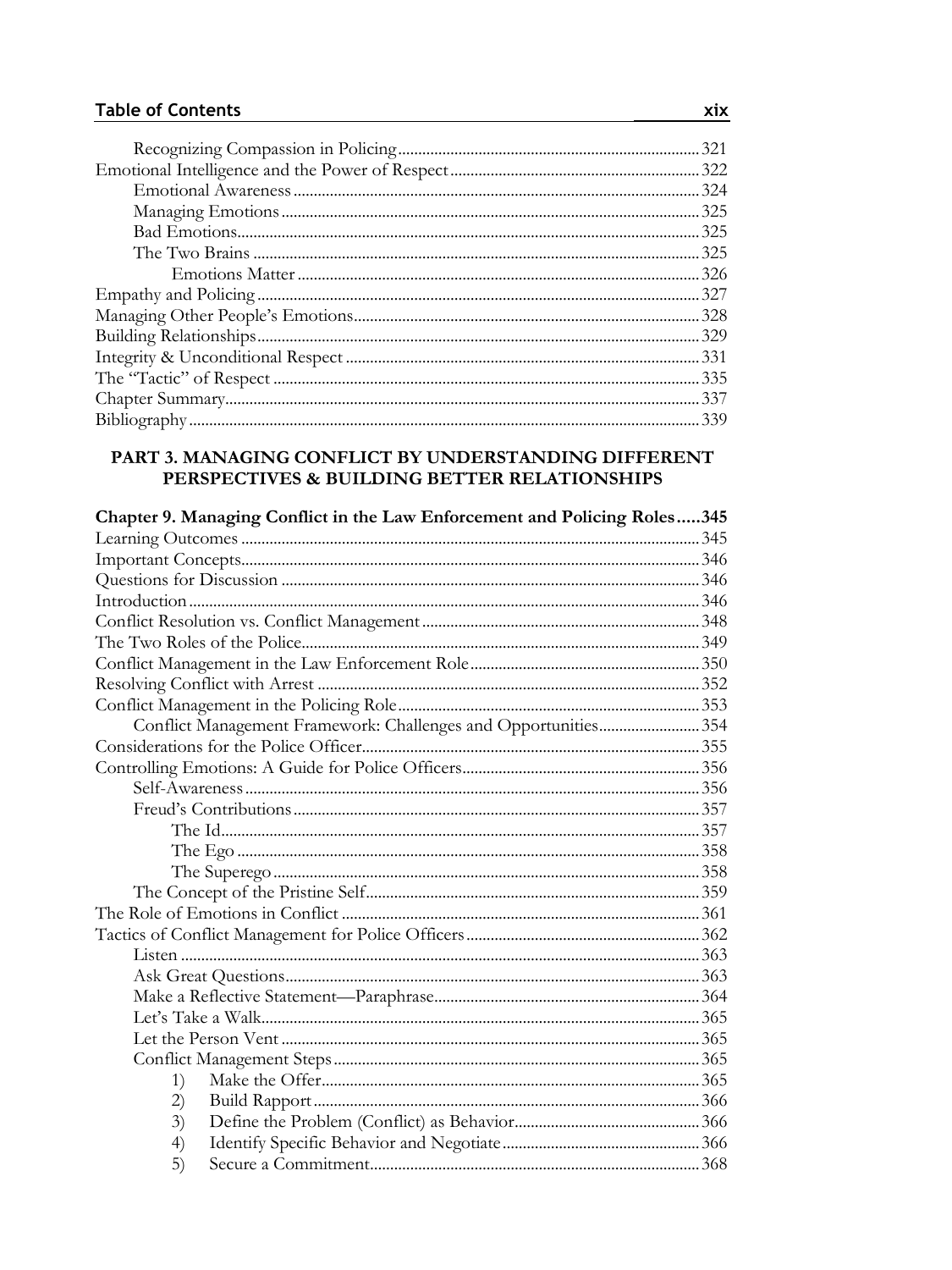Recognizing Compassion in Policing .......... 321
Emotional Intelligence and the Power of Respect .......... 322
Emotional Awareness .......... 324
Managing Emotions .......... 325
Bad Emotions .......... 325
The Two Brains .......... 325
Emotions Matter .......... 326
Empathy and Policing .......... 327
Managing Other People's Emotions .......... 328
Building Relationships .......... 329
Integrity & Unconditional Respect .......... 331
The "Tactic" of Respect .......... 335
Chapter Summary .......... 337
Bibliography .......... 339

## PART 3. MANAGING CONFLICT BY UNDERSTANDING DIFFERENT PERSPECTIVES & BUILDING BETTER RELATIONSHIPS

**Chapter 9. Managing Conflict in the Law Enforcement and Policing Roles .....345**

Learning Outcomes .......... 345
Important Concepts .......... 346
Questions for Discussion .......... 346
Introduction .......... 346
Conflict Resolution vs. Conflict Management .......... 348
The Two Roles of the Police .......... 349
Conflict Management in the Law Enforcement Role .......... 350
Resolving Conflict with Arrest .......... 352
Conflict Management in the Policing Role .......... 353
Conflict Management Framework: Challenges and Opportunities .......... 354
Considerations for the Police Officer .......... 355
Controlling Emotions: A Guide for Police Officers .......... 356
Self-Awareness .......... 356
Freud's Contributions .......... 357
The Id .......... 357
The Ego .......... 358
The Superego .......... 358
The Concept of the Pristine Self .......... 359
The Role of Emotions in Conflict .......... 361
Tactics of Conflict Management for Police Officers .......... 362
Listen .......... 363
Ask Great Questions .......... 363
Make a Reflective Statement—Paraphrase .......... 364
Let's Take a Walk .......... 365
Let the Person Vent .......... 365
Conflict Management Steps .......... 365

1) Make the Offer .......... 365
2) Build Rapport .......... 366
3) Define the Problem (Conflict) as Behavior .......... 366
4) Identify Specific Behavior and Negotiate .......... 366
5) Secure a Commitment .......... 368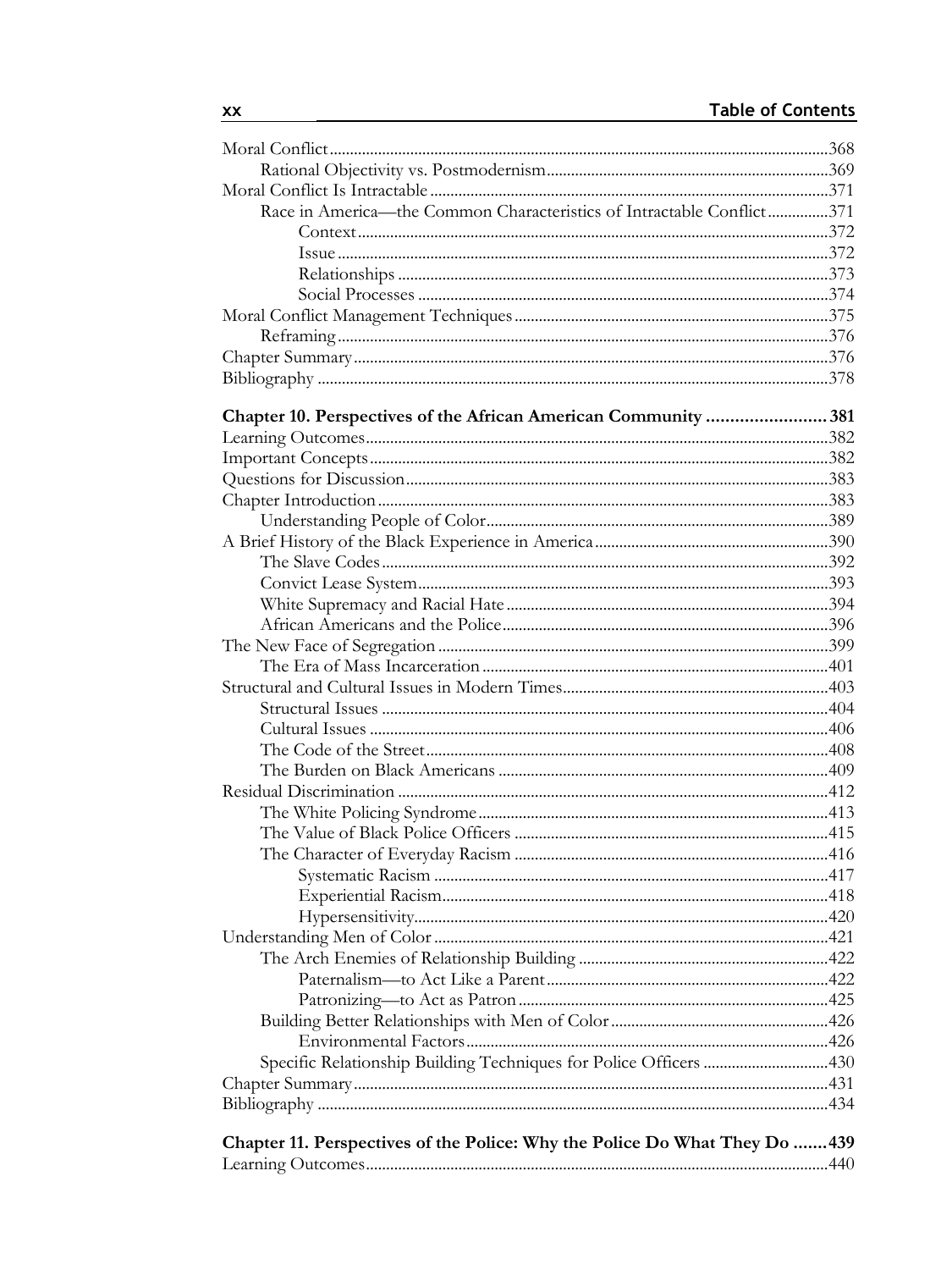Moral Conflict ..........368
- Rational Objectivity vs. Postmodernism ..........369

Moral Conflict Is Intractable ..........371
- Race in America—the Common Characteristics of Intractable Conflict ..........371
  - Context ..........372
  - Issue ..........372
  - Relationships ..........373
  - Social Processes ..........374

Moral Conflict Management Techniques ..........375
- Reframing ..........376

Chapter Summary ..........376
Bibliography ..........378

**Chapter 10. Perspectives of the African American Community ..........381**

Learning Outcomes ..........382
Important Concepts ..........382
Questions for Discussion ..........383
Chapter Introduction ..........383
- Understanding People of Color ..........389

A Brief History of the Black Experience in America ..........390
- The Slave Codes ..........392
- Convict Lease System ..........393
- White Supremacy and Racial Hate ..........394
- African Americans and the Police ..........396

The New Face of Segregation ..........399
- The Era of Mass Incarceration ..........401

Structural and Cultural Issues in Modern Times ..........403
- Structural Issues ..........404
- Cultural Issues ..........406
- The Code of the Street ..........408
- The Burden on Black Americans ..........409

Residual Discrimination ..........412
- The White Policing Syndrome ..........413
- The Value of Black Police Officers ..........415
- The Character of Everyday Racism ..........416
  - Systematic Racism ..........417
  - Experiential Racism ..........418
  - Hypersensitivity ..........420

Understanding Men of Color ..........421
- The Arch Enemies of Relationship Building ..........422
  - Paternalism—to Act Like a Parent ..........422
  - Patronizing—to Act as Patron ..........425
- Building Better Relationships with Men of Color ..........426
  - Environmental Factors ..........426
- Specific Relationship Building Techniques for Police Officers ..........430

Chapter Summary ..........431
Bibliography ..........434

**Chapter 11. Perspectives of the Police: Why the Police Do What They Do ..........439**

Learning Outcomes ..........440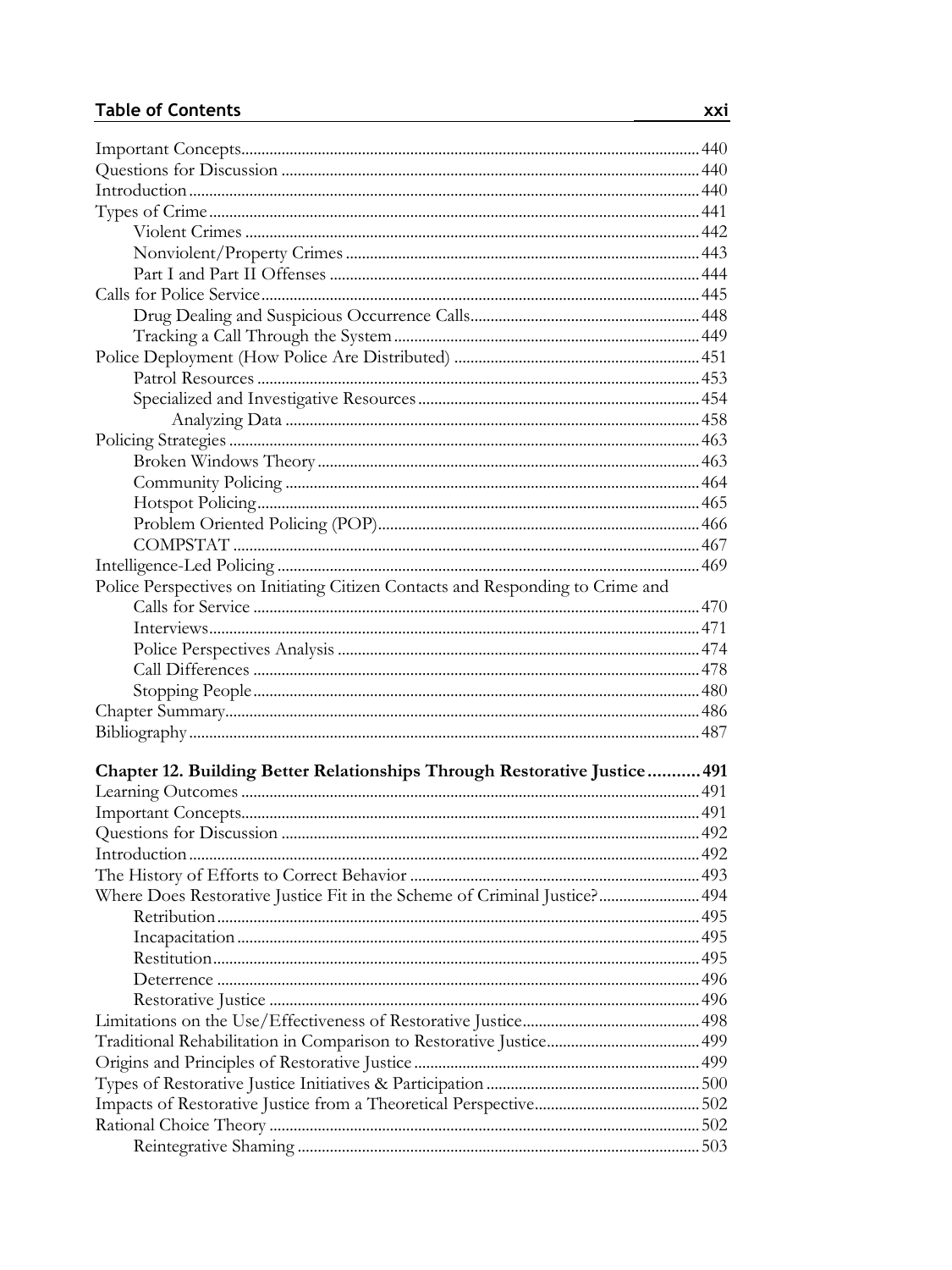Important Concepts ........ 440
Questions for Discussion ........ 440
Introduction ........ 440
Types of Crime ........ 441
- Violent Crimes ........ 442
- Nonviolent/Property Crimes ........ 443
- Part I and Part II Offenses ........ 444

Calls for Police Service ........ 445
- Drug Dealing and Suspicious Occurrence Calls ........ 448
- Tracking a Call Through the System ........ 449

Police Deployment (How Police Are Distributed) ........ 451
- Patrol Resources ........ 453
- Specialized and Investigative Resources ........ 454
  - Analyzing Data ........ 458

Policing Strategies ........ 463
- Broken Windows Theory ........ 463
- Community Policing ........ 464
- Hotspot Policing ........ 465
- Problem Oriented Policing (POP) ........ 466
- COMPSTAT ........ 467

Intelligence-Led Policing ........ 469
Police Perspectives on Initiating Citizen Contacts and Responding to Crime and Calls for Service ........ 470
- Interviews ........ 471
- Police Perspectives Analysis ........ 474
- Call Differences ........ 478
- Stopping People ........ 480

Chapter Summary ........ 486
Bibliography ........ 487

**Chapter 12. Building Better Relationships Through Restorative Justice ........ 491**

Learning Outcomes ........ 491
Important Concepts ........ 491
Questions for Discussion ........ 492
Introduction ........ 492
The History of Efforts to Correct Behavior ........ 493
Where Does Restorative Justice Fit in the Scheme of Criminal Justice? ........ 494
- Retribution ........ 495
- Incapacitation ........ 495
- Restitution ........ 495
- Deterrence ........ 496
- Restorative Justice ........ 496

Limitations on the Use/Effectiveness of Restorative Justice ........ 498
Traditional Rehabilitation in Comparison to Restorative Justice ........ 499
Origins and Principles of Restorative Justice ........ 499
Types of Restorative Justice Initiatives & Participation ........ 500
Impacts of Restorative Justice from a Theoretical Perspective ........ 502
Rational Choice Theory ........ 502
- Reintegrative Shaming ........ 503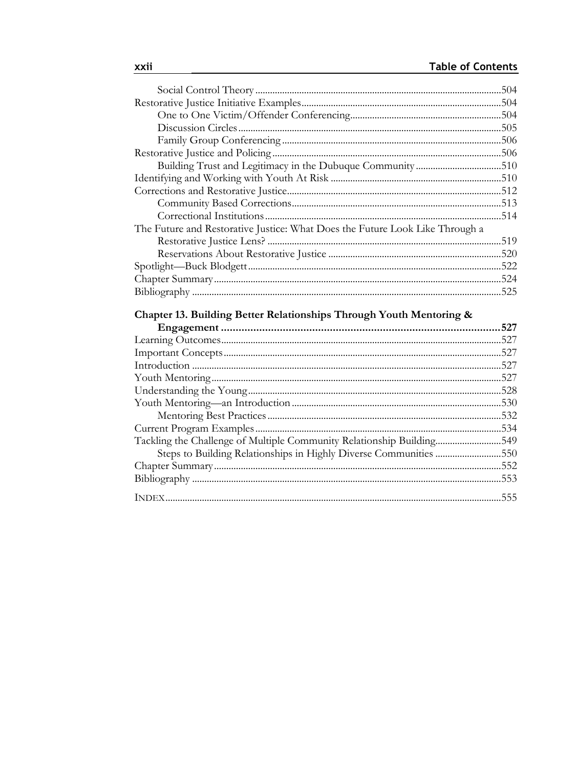Social Control Theory .....504
Restorative Justice Initiative Examples .....504
One to One Victim/Offender Conferencing .....504
Discussion Circles .....505
Family Group Conferencing .....506
Restorative Justice and Policing .....506
Building Trust and Legitimacy in the Dubuque Community .....510
Identifying and Working with Youth At Risk .....510
Corrections and Restorative Justice .....512
Community Based Corrections .....513
Correctional Institutions .....514
The Future and Restorative Justice: What Does the Future Look Like Through a Restorative Justice Lens? .....519
Reservations About Restorative Justice .....520
Spotlight—Buck Blodgett .....522
Chapter Summary .....524
Bibliography .....525

**Chapter 13. Building Better Relationships Through Youth Mentoring & Engagement .....527**

Learning Outcomes .....527
Important Concepts .....527
Introduction .....527
Youth Mentoring .....527
Understanding the Young .....528
Youth Mentoring—an Introduction .....530
Mentoring Best Practices .....532
Current Program Examples .....534
Tackling the Challenge of Multiple Community Relationship Building .....549
Steps to Building Relationships in Highly Diverse Communities .....550
Chapter Summary .....552
Bibliography .....553

INDEX .....555